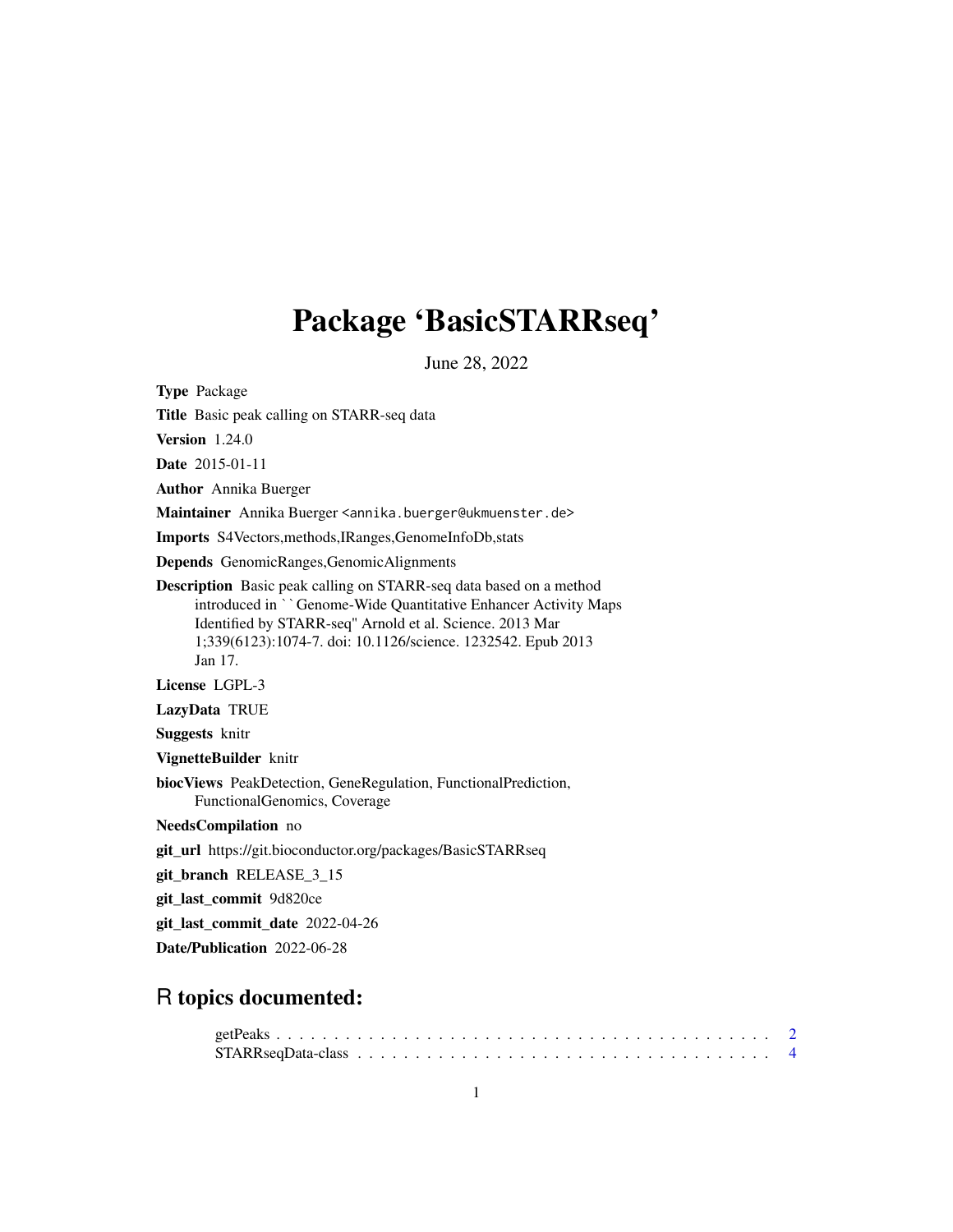# Package 'BasicSTARRseq'

June 28, 2022

**Type** Package

**Title** Basic peak calling on STARR-seq data

**Version** 1.24.0

**Date** 2015-01-11

**Author** Annika Buerger

**Maintainer** Annika Buerger <annika.buerger@ukmuenster.de>

**Imports** S4Vectors,methods,IRanges,GenomeInfoDb,stats

**Depends** GenomicRanges,GenomicAlignments

**Description** Basic peak calling on STARR-seq data based on a method introduced in ``Genome-Wide Quantitative Enhancer Activity Maps Identified by STARR-seq'' Arnold et al. Science. 2013 Mar 1;339(6123):1074-7. doi: 10.1126/science. 1232542. Epub 2013 Jan 17.

**License** LGPL-3

**LazyData** TRUE

**Suggests** knitr

**VignetteBuilder** knitr

**biocViews** PeakDetection, GeneRegulation, FunctionalPrediction, FunctionalGenomics, Coverage

**NeedsCompilation** no

**git_url** https://git.bioconductor.org/packages/BasicSTARRseq

**git_branch** RELEASE_3_15

**git_last_commit** 9d820ce

**git_last_commit_date** 2022-04-26

**Date/Publication** 2022-06-28

## R topics documented:

getPeaks . . . . . . . . . . . . . . . . . . . . . . . . . . . . . . . . . . . . . . . . 2
STARRseqData-class . . . . . . . . . . . . . . . . . . . . . . . . . . . . . . . . . . 4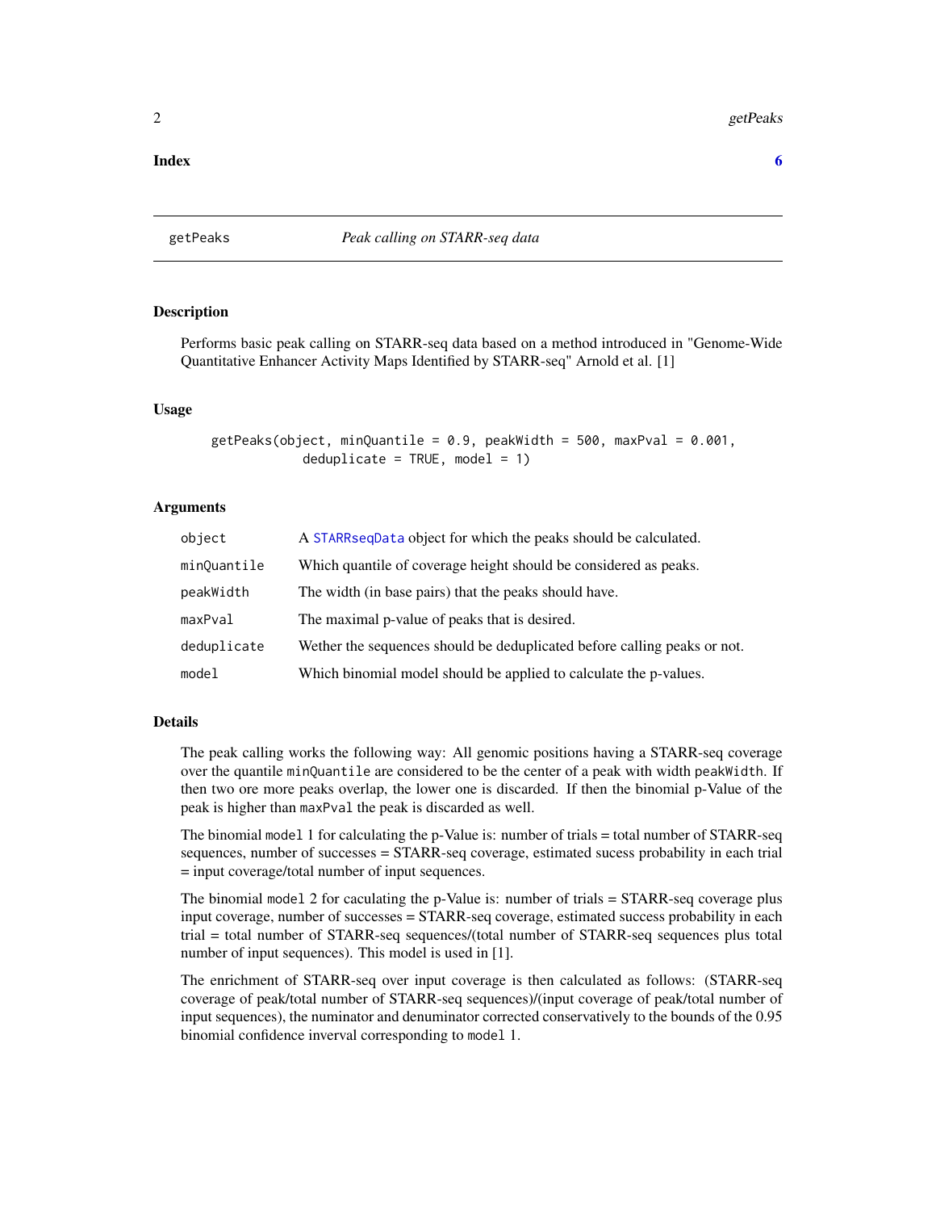**Index** 6

---

`getPeaks` *Peak calling on STARR-seq data*

---

### Description

Performs basic peak calling on STARR-seq data based on a method introduced in "Genome-Wide Quantitative Enhancer Activity Maps Identified by STARR-seq" Arnold et al. [1]

### Usage

```
getPeaks(object, minQuantile = 0.9, peakWidth = 500, maxPval = 0.001,
            deduplicate = TRUE, model = 1)
```

### Arguments

| | |
|---|---|
| `object` | A `STARRseqData` object for which the peaks should be calculated. |
| `minQuantile` | Which quantile of coverage height should be considered as peaks. |
| `peakWidth` | The width (in base pairs) that the peaks should have. |
| `maxPval` | The maximal p-value of peaks that is desired. |
| `deduplicate` | Wether the sequences should be deduplicated before calling peaks or not. |
| `model` | Which binomial model should be applied to calculate the p-values. |

### Details

The peak calling works the following way: All genomic positions having a STARR-seq coverage over the quantile `minQuantile` are considered to be the center of a peak with width `peakWidth`. If then two ore more peaks overlap, the lower one is discarded. If then the binomial p-Value of the peak is higher than `maxPval` the peak is discarded as well.

The binomial `model` 1 for calculating the p-Value is: number of trials = total number of STARR-seq sequences, number of successes = STARR-seq coverage, estimated sucess probability in each trial = input coverage/total number of input sequences.

The binomial `model` 2 for caculating the p-Value is: number of trials = STARR-seq coverage plus input coverage, number of successes = STARR-seq coverage, estimated success probability in each trial = total number of STARR-seq sequences/(total number of STARR-seq sequences plus total number of input sequences). This model is used in [1].

The enrichment of STARR-seq over input coverage is then calculated as follows: (STARR-seq coverage of peak/total number of STARR-seq sequences)/(input coverage of peak/total number of input sequences), the numinator and denuminator corrected conservatively to the bounds of the 0.95 binomial confidence inverval corresponding to `model` 1.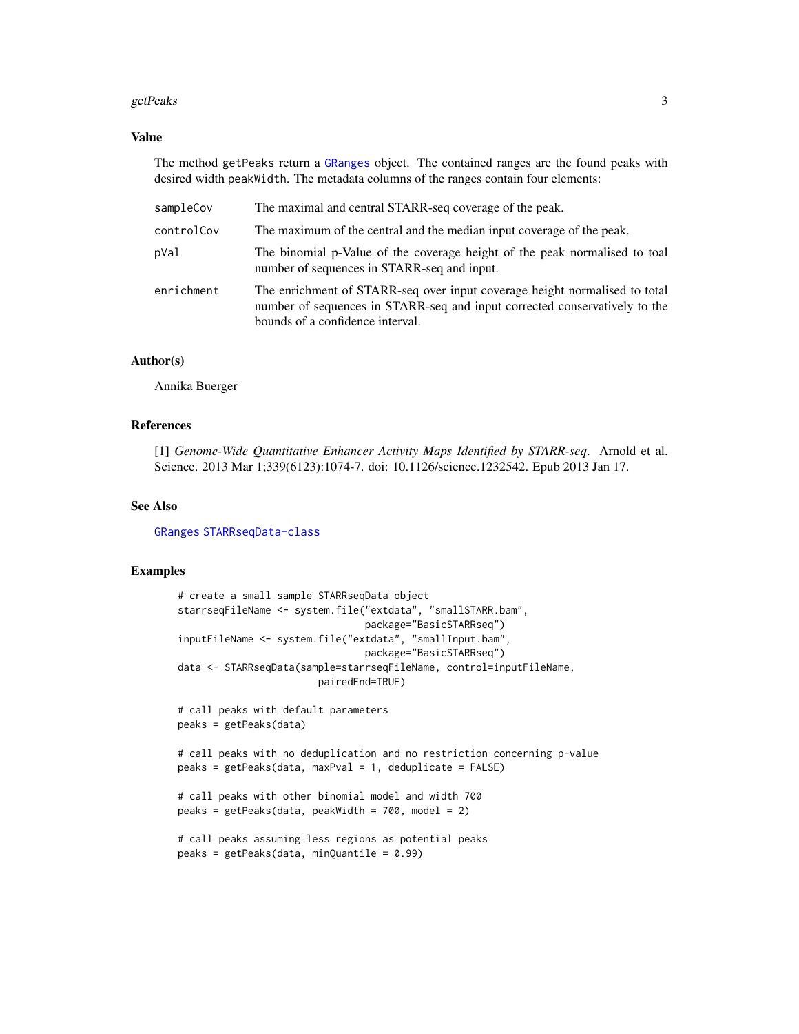## Value

The method getPeaks return a GRanges object. The contained ranges are the found peaks with desired width peakWidth. The metadata columns of the ranges contain four elements:

| | |
|---|---|
| sampleCov | The maximal and central STARR-seq coverage of the peak. |
| controlCov | The maximum of the central and the median input coverage of the peak. |
| pVal | The binomial p-Value of the coverage height of the peak normalised to toal number of sequences in STARR-seq and input. |
| enrichment | The enrichment of STARR-seq over input coverage height normalised to total number of sequences in STARR-seq and input corrected conservatively to the bounds of a confidence interval. |

## Author(s)

Annika Buerger

## References

[1] *Genome-Wide Quantitative Enhancer Activity Maps Identified by STARR-seq*. Arnold et al. Science. 2013 Mar 1;339(6123):1074-7. doi: 10.1126/science.1232542. Epub 2013 Jan 17.

## See Also

GRanges STARRseqData-class

## Examples

```
# create a small sample STARRseqData object
starrseqFileName <- system.file("extdata", "smallSTARR.bam",
                                package="BasicSTARRseq")
inputFileName <- system.file("extdata", "smallInput.bam",
                                package="BasicSTARRseq")
data <- STARRseqData(sample=starrseqFileName, control=inputFileName,
                      pairedEnd=TRUE)

# call peaks with default parameters
peaks = getPeaks(data)

# call peaks with no deduplication and no restriction concerning p-value
peaks = getPeaks(data, maxPval = 1, deduplicate = FALSE)

# call peaks with other binomial model and width 700
peaks = getPeaks(data, peakWidth = 700, model = 2)

# call peaks assuming less regions as potential peaks
peaks = getPeaks(data, minQuantile = 0.99)
```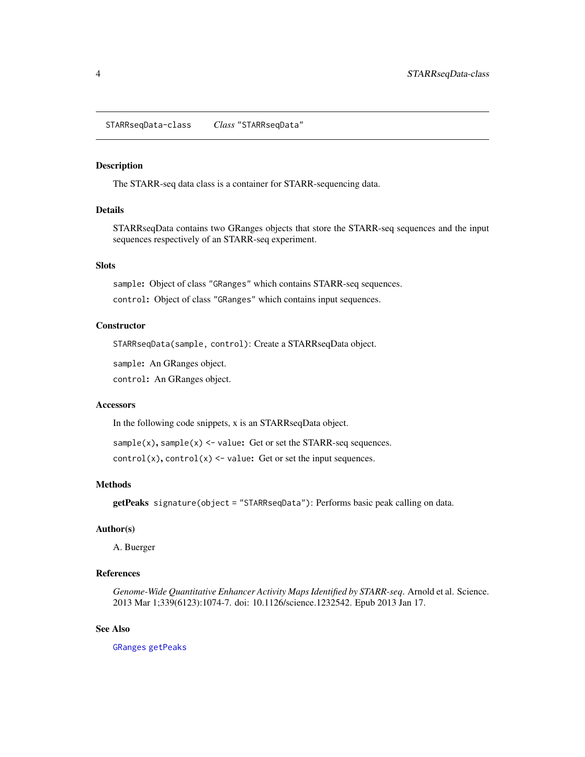`STARRseqData-class` *Class* `"STARRseqData"`

## Description

The STARR-seq data class is a container for STARR-sequencing data.

## Details

STARRseqData contains two GRanges objects that store the STARR-seq sequences and the input sequences respectively of an STARR-seq experiment.

## Slots

`sample`**:** Object of class `"GRanges"` which contains STARR-seq sequences.

`control`**:** Object of class `"GRanges"` which contains input sequences.

## Constructor

`STARRseqData(sample, control)`: Create a STARRseqData object.

`sample`**:** An GRanges object.

`control`**:** An GRanges object.

## Accessors

In the following code snippets, x is an STARRseqData object.

`sample(x)`**,** `sample(x) <- value`**:** Get or set the STARR-seq sequences.

`control(x)`**,** `control(x) <- value`**:** Get or set the input sequences.

## Methods

**getPeaks** `signature(object = "STARRseqData")`: Performs basic peak calling on data.

## Author(s)

A. Buerger

## References

*Genome-Wide Quantitative Enhancer Activity Maps Identified by STARR-seq*. Arnold et al. Science. 2013 Mar 1;339(6123):1074-7. doi: 10.1126/science.1232542. Epub 2013 Jan 17.

## See Also

`GRanges` `getPeaks`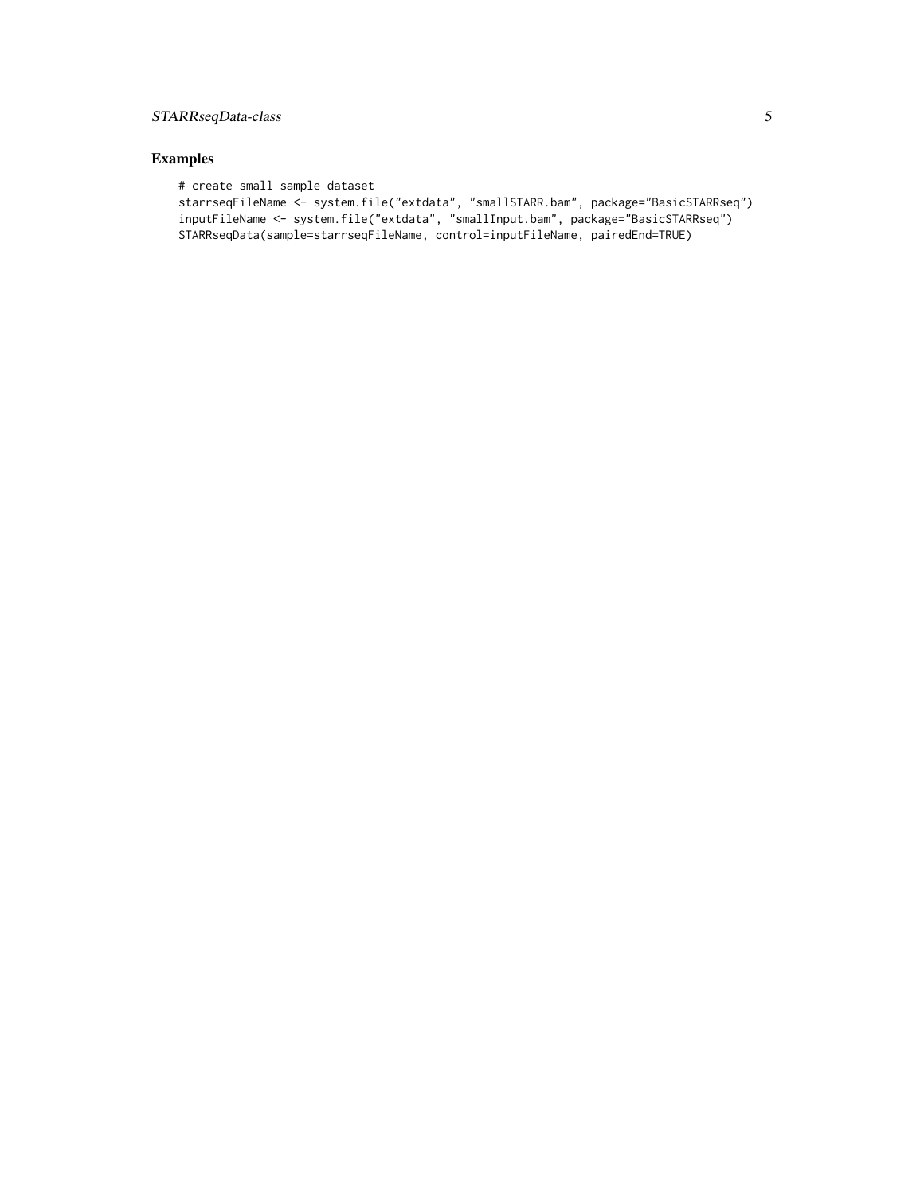## Examples

```
# create small sample dataset
starrseqFileName <- system.file("extdata", "smallSTARR.bam", package="BasicSTARRseq")
inputFileName <- system.file("extdata", "smallInput.bam", package="BasicSTARRseq")
STARRseqData(sample=starrseqFileName, control=inputFileName, pairedEnd=TRUE)
```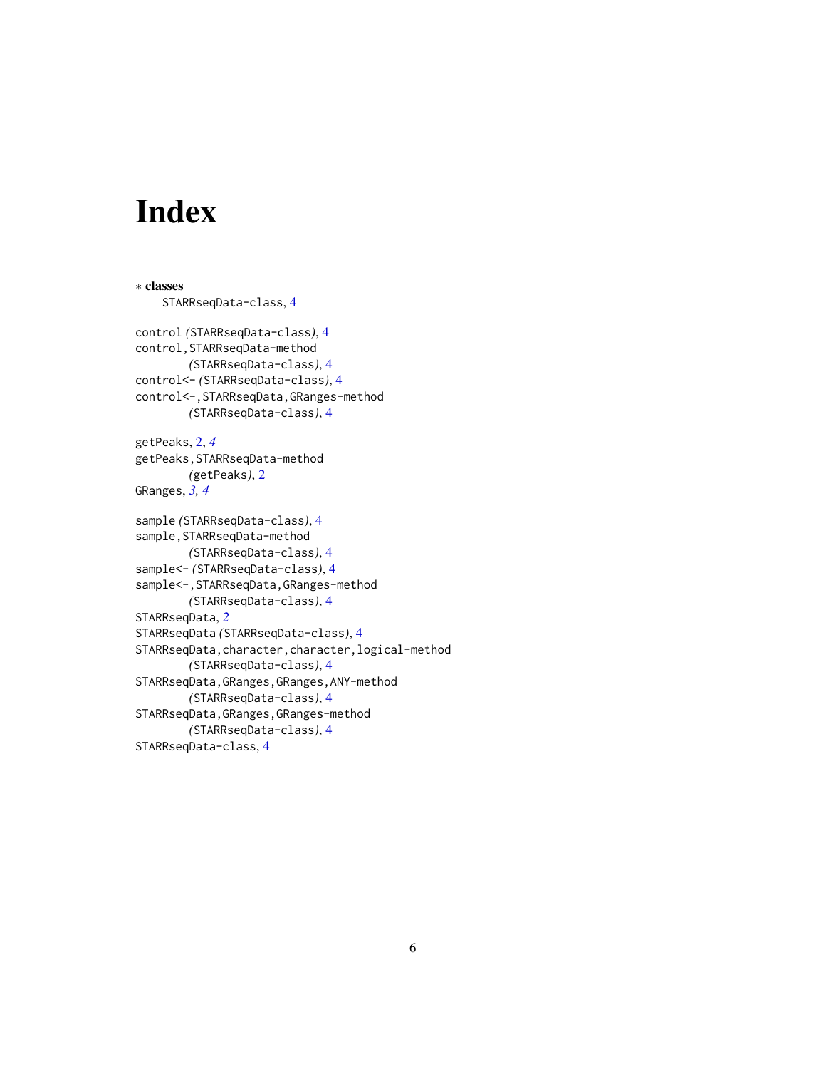# Index

∗ **classes**

STARRseqData-class, 4

control (STARRseqData-class), 4
control,STARRseqData-method
(STARRseqData-class), 4
control<- (STARRseqData-class), 4
control<-,STARRseqData,GRanges-method
(STARRseqData-class), 4

getPeaks, 2, *4*
getPeaks,STARRseqData-method
(getPeaks), 2
GRanges, *3, 4*

sample (STARRseqData-class), 4
sample,STARRseqData-method
(STARRseqData-class), 4
sample<- (STARRseqData-class), 4
sample<-,STARRseqData,GRanges-method
(STARRseqData-class), 4
STARRseqData, *2*
STARRseqData (STARRseqData-class), 4
STARRseqData,character,character,logical-method
(STARRseqData-class), 4
STARRseqData,GRanges,GRanges,ANY-method
(STARRseqData-class), 4
STARRseqData,GRanges,GRanges-method
(STARRseqData-class), 4
STARRseqData-class, 4